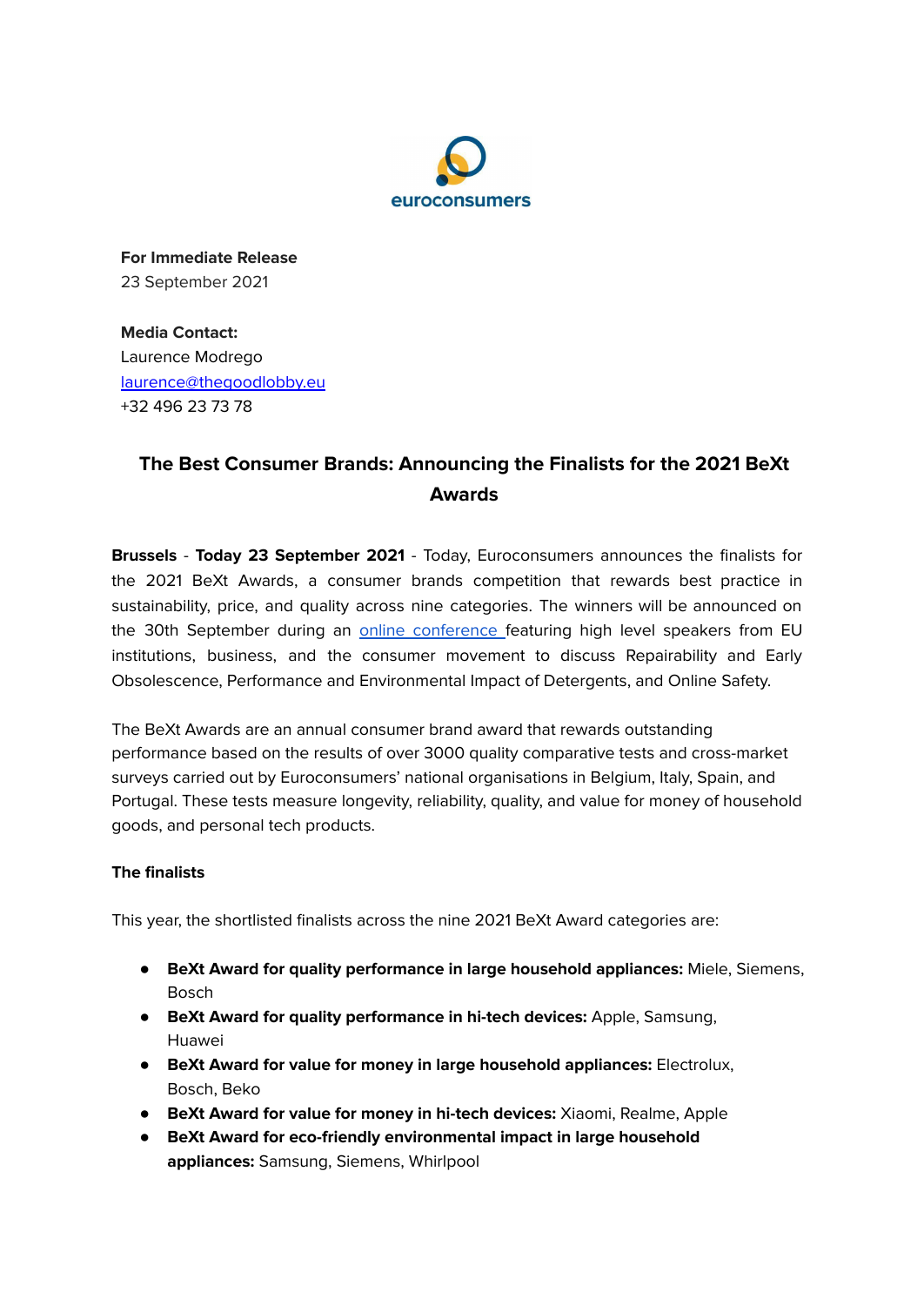euroconsumers

**For Immediate Release**
23 September 2021

**Media Contact:**
Laurence Modrego
[laurence@thegoodlobby.eu](mailto:laurence@thegoodlobby.eu)
+32 496 23 73 78

## The Best Consumer Brands: Announcing the Finalists for the 2021 BeXt Awards

**Brussels** - **Today 23 September 2021** - Today, Euroconsumers announces the finalists for the 2021 BeXt Awards, a consumer brands competition that rewards best practice in sustainability, price, and quality across nine categories. The winners will be announced on the 30th September during an online conference featuring high level speakers from EU institutions, business, and the consumer movement to discuss Repairability and Early Obsolescence, Performance and Environmental Impact of Detergents, and Online Safety.

The BeXt Awards are an annual consumer brand award that rewards outstanding performance based on the results of over 3000 quality comparative tests and cross-market surveys carried out by Euroconsumers' national organisations in Belgium, Italy, Spain, and Portugal. These tests measure longevity, reliability, quality, and value for money of household goods, and personal tech products.

### The finalists

This year, the shortlisted finalists across the nine 2021 BeXt Award categories are:

- **BeXt Award for quality performance in large household appliances:** Miele, Siemens, Bosch
- **BeXt Award for quality performance in hi-tech devices:** Apple, Samsung, Huawei
- **BeXt Award for value for money in large household appliances:** Electrolux, Bosch, Beko
- **BeXt Award for value for money in hi-tech devices:** Xiaomi, Realme, Apple
- **BeXt Award for eco-friendly environmental impact in large household appliances:** Samsung, Siemens, Whirlpool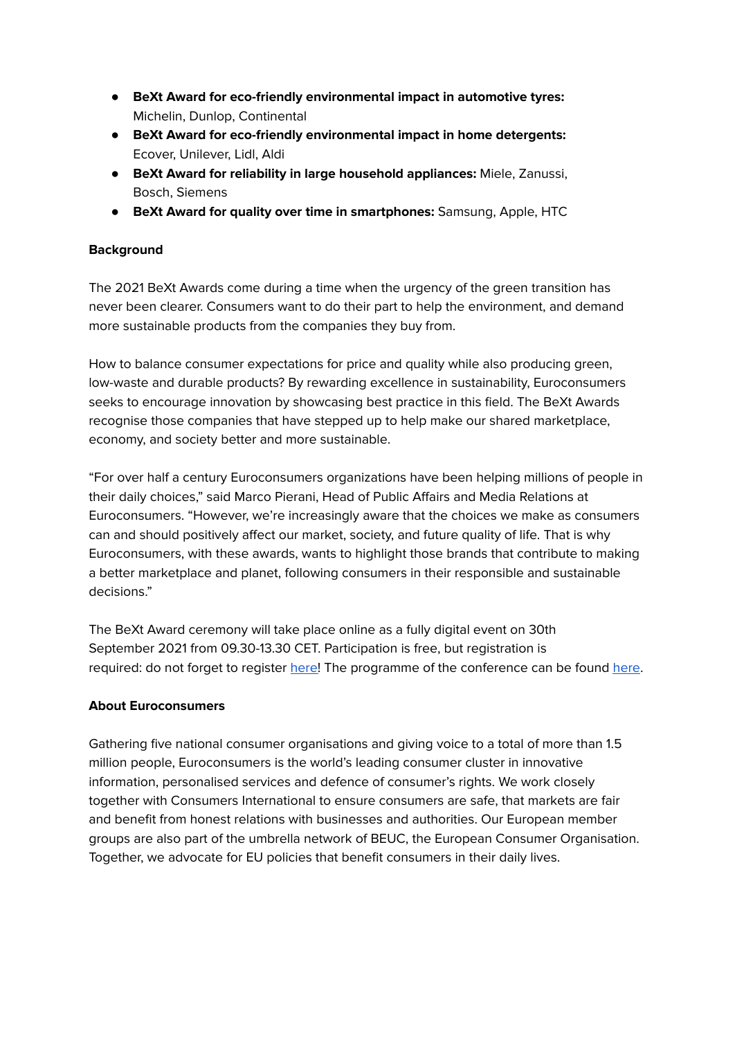- **BeXt Award for eco-friendly environmental impact in automotive tyres:** Michelin, Dunlop, Continental
- **BeXt Award for eco-friendly environmental impact in home detergents:** Ecover, Unilever, Lidl, Aldi
- **BeXt Award for reliability in large household appliances:** Miele, Zanussi, Bosch, Siemens
- **BeXt Award for quality over time in smartphones:** Samsung, Apple, HTC

**Background**

The 2021 BeXt Awards come during a time when the urgency of the green transition has never been clearer. Consumers want to do their part to help the environment, and demand more sustainable products from the companies they buy from.

How to balance consumer expectations for price and quality while also producing green, low-waste and durable products? By rewarding excellence in sustainability, Euroconsumers seeks to encourage innovation by showcasing best practice in this field. The BeXt Awards recognise those companies that have stepped up to help make our shared marketplace, economy, and society better and more sustainable.

"For over half a century Euroconsumers organizations have been helping millions of people in their daily choices," said Marco Pierani, Head of Public Affairs and Media Relations at Euroconsumers. "However, we're increasingly aware that the choices we make as consumers can and should positively affect our market, society, and future quality of life. That is why Euroconsumers, with these awards, wants to highlight those brands that contribute to making a better marketplace and planet, following consumers in their responsible and sustainable decisions."

The BeXt Award ceremony will take place online as a fully digital event on 30th September 2021 from 09.30-13.30 CET. Participation is free, but registration is required: do not forget to register here! The programme of the conference can be found here.

**About Euroconsumers**

Gathering five national consumer organisations and giving voice to a total of more than 1.5 million people, Euroconsumers is the world's leading consumer cluster in innovative information, personalised services and defence of consumer's rights. We work closely together with Consumers International to ensure consumers are safe, that markets are fair and benefit from honest relations with businesses and authorities. Our European member groups are also part of the umbrella network of BEUC, the European Consumer Organisation. Together, we advocate for EU policies that benefit consumers in their daily lives.